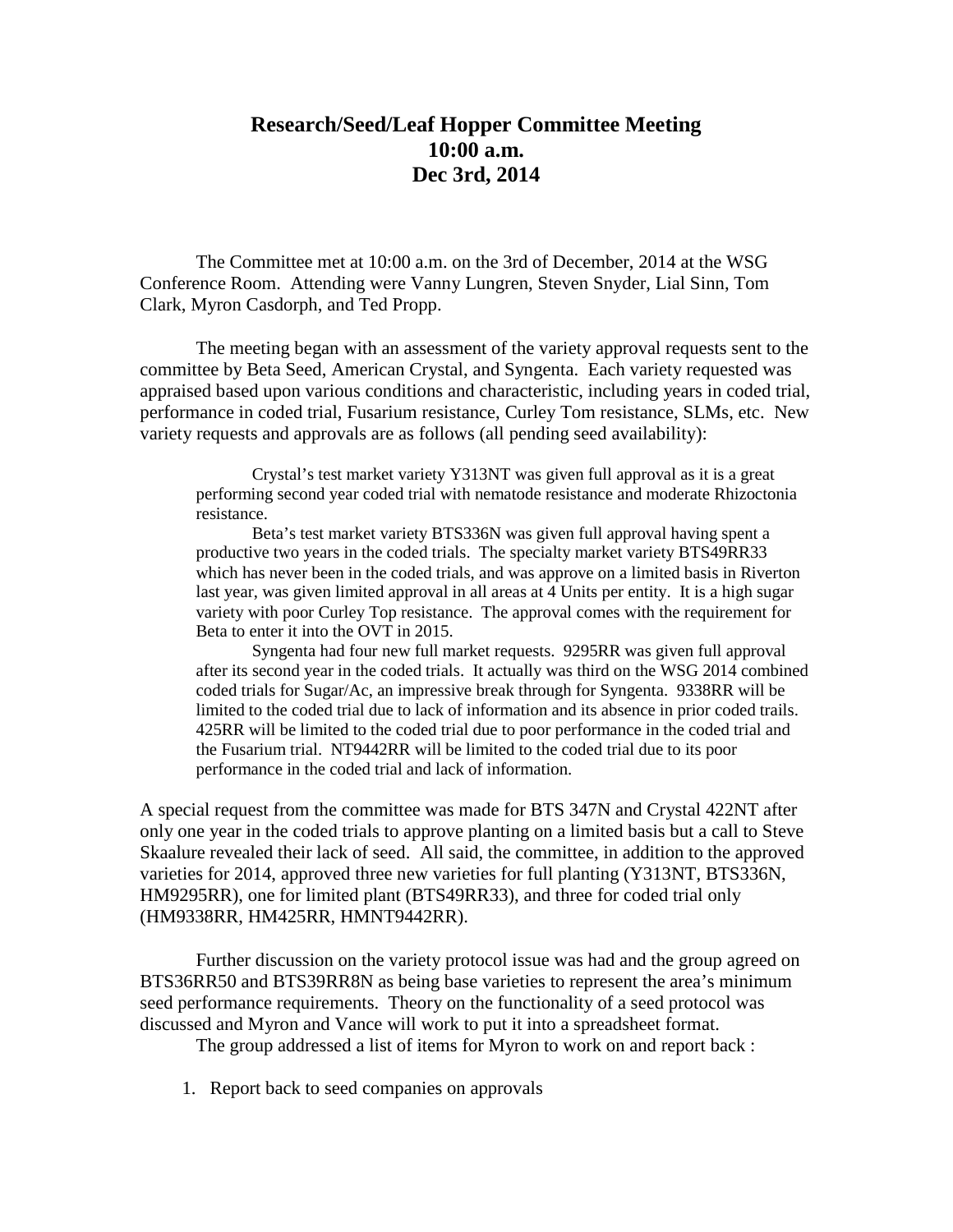# Research/Seed/Leaf Hopper Committee Meeting
# 10:00 a.m.
# Dec 3rd, 2014

The Committee met at 10:00 a.m. on the 3rd of December, 2014 at the WSG Conference Room. Attending were Vanny Lungren, Steven Snyder, Lial Sinn, Tom Clark, Myron Casdorph, and Ted Propp.

The meeting began with an assessment of the variety approval requests sent to the committee by Beta Seed, American Crystal, and Syngenta. Each variety requested was appraised based upon various conditions and characteristic, including years in coded trial, performance in coded trial, Fusarium resistance, Curley Tom resistance, SLMs, etc. New variety requests and approvals are as follows (all pending seed availability):

> Crystal's test market variety Y313NT was given full approval as it is a great performing second year coded trial with nematode resistance and moderate Rhizoctonia resistance.
>
> Beta's test market variety BTS336N was given full approval having spent a productive two years in the coded trials. The specialty market variety BTS49RR33 which has never been in the coded trials, and was approve on a limited basis in Riverton last year, was given limited approval in all areas at 4 Units per entity. It is a high sugar variety with poor Curley Top resistance. The approval comes with the requirement for Beta to enter it into the OVT in 2015.
>
> Syngenta had four new full market requests. 9295RR was given full approval after its second year in the coded trials. It actually was third on the WSG 2014 combined coded trials for Sugar/Ac, an impressive break through for Syngenta. 9338RR will be limited to the coded trial due to lack of information and its absence in prior coded trails. 425RR will be limited to the coded trial due to poor performance in the coded trial and the Fusarium trial. NT9442RR will be limited to the coded trial due to its poor performance in the coded trial and lack of information.

A special request from the committee was made for BTS 347N and Crystal 422NT after only one year in the coded trials to approve planting on a limited basis but a call to Steve Skaalure revealed their lack of seed. All said, the committee, in addition to the approved varieties for 2014, approved three new varieties for full planting (Y313NT, BTS336N, HM9295RR), one for limited plant (BTS49RR33), and three for coded trial only (HM9338RR, HM425RR, HMNT9442RR).

Further discussion on the variety protocol issue was had and the group agreed on BTS36RR50 and BTS39RR8N as being base varieties to represent the area's minimum seed performance requirements. Theory on the functionality of a seed protocol was discussed and Myron and Vance will work to put it into a spreadsheet format.

The group addressed a list of items for Myron to work on and report back :

1. Report back to seed companies on approvals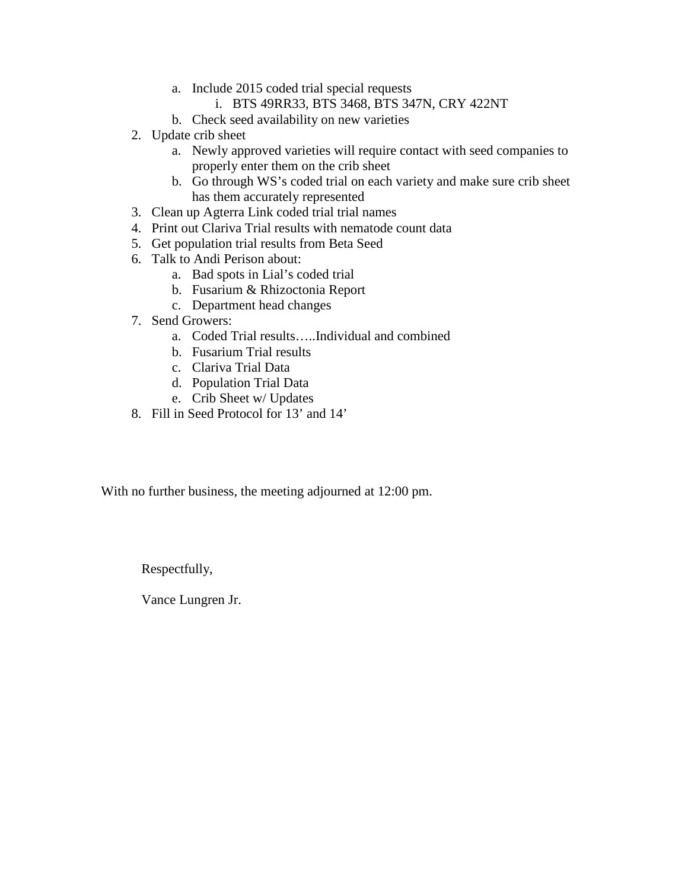a. Include 2015 coded trial special requests
      i. BTS 49RR33, BTS 3468, BTS 347N, CRY 422NT
   b. Check seed availability on new varieties

2. Update crib sheet
   a. Newly approved varieties will require contact with seed companies to properly enter them on the crib sheet
   b. Go through WS's coded trial on each variety and make sure crib sheet has them accurately represented
3. Clean up Agterra Link coded trial trial names
4. Print out Clariva Trial results with nematode count data
5. Get population trial results from Beta Seed
6. Talk to Andi Perison about:
   a. Bad spots in Lial's coded trial
   b. Fusarium & Rhizoctonia Report
   c. Department head changes
7. Send Growers:
   a. Coded Trial results…..Individual and combined
   b. Fusarium Trial results
   c. Clariva Trial Data
   d. Population Trial Data
   e. Crib Sheet w/ Updates
8. Fill in Seed Protocol for 13' and 14'

With no further business, the meeting adjourned at 12:00 pm.

Respectfully,

Vance Lungren Jr.